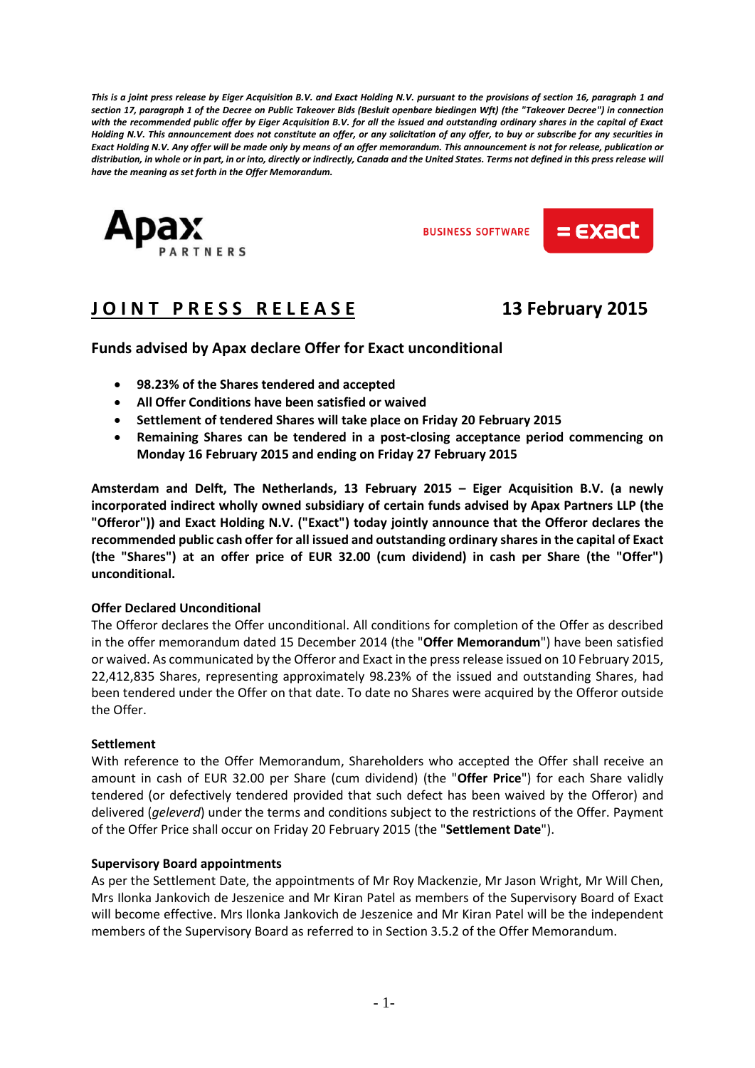*This is a joint press release by Eiger Acquisition B.V. and Exact Holding N.V. pursuant to the provisions of section 16, paragraph 1 and section 17, paragraph 1 of the Decree on Public Takeover Bids (Besluit openbare biedingen Wft) (the "Takeover Decree") in connection with the recommended public offer by Eiger Acquisition B.V. for all the issued and outstanding ordinary shares in the capital of Exact Holding N.V. This announcement does not constitute an offer, or any solicitation of any offer, to buy or subscribe for any securities in Exact Holding N.V. Any offer will be made only by means of an offer memorandum. This announcement is not for release, publication or distribution, in whole or in part, in or into, directly or indirectly, Canada and the United States. Terms not defined in this press release will have the meaning as set forth in the Offer Memorandum.*

Apax PARTNERS

BUSINESS SOFTWARE = exact

# JOINT PRESS RELEASE

**13 February 2015**

## Funds advised by Apax declare Offer for Exact unconditional

- **98.23% of the Shares tendered and accepted**
- **All Offer Conditions have been satisfied or waived**
- **Settlement of tendered Shares will take place on Friday 20 February 2015**
- **Remaining Shares can be tendered in a post-closing acceptance period commencing on Monday 16 February 2015 and ending on Friday 27 February 2015**

**Amsterdam and Delft, The Netherlands, 13 February 2015 – Eiger Acquisition B.V. (a newly incorporated indirect wholly owned subsidiary of certain funds advised by Apax Partners LLP (the "Offeror")) and Exact Holding N.V. ("Exact") today jointly announce that the Offeror declares the recommended public cash offer for all issued and outstanding ordinary shares in the capital of Exact (the "Shares") at an offer price of EUR 32.00 (cum dividend) in cash per Share (the "Offer") unconditional.**

### Offer Declared Unconditional

The Offeror declares the Offer unconditional. All conditions for completion of the Offer as described in the offer memorandum dated 15 December 2014 (the "**Offer Memorandum**") have been satisfied or waived. As communicated by the Offeror and Exact in the press release issued on 10 February 2015, 22,412,835 Shares, representing approximately 98.23% of the issued and outstanding Shares, had been tendered under the Offer on that date. To date no Shares were acquired by the Offeror outside the Offer.

### Settlement

With reference to the Offer Memorandum, Shareholders who accepted the Offer shall receive an amount in cash of EUR 32.00 per Share (cum dividend) (the "**Offer Price**") for each Share validly tendered (or defectively tendered provided that such defect has been waived by the Offeror) and delivered (*geleverd*) under the terms and conditions subject to the restrictions of the Offer. Payment of the Offer Price shall occur on Friday 20 February 2015 (the "**Settlement Date**").

### Supervisory Board appointments

As per the Settlement Date, the appointments of Mr Roy Mackenzie, Mr Jason Wright, Mr Will Chen, Mrs Ilonka Jankovich de Jeszenice and Mr Kiran Patel as members of the Supervisory Board of Exact will become effective. Mrs Ilonka Jankovich de Jeszenice and Mr Kiran Patel will be the independent members of the Supervisory Board as referred to in Section 3.5.2 of the Offer Memorandum.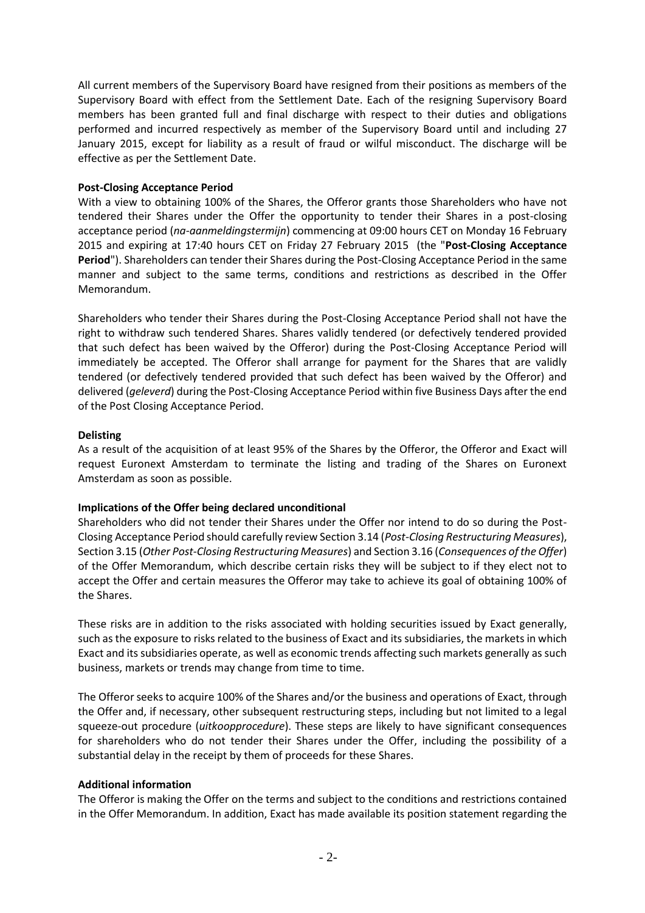All current members of the Supervisory Board have resigned from their positions as members of the Supervisory Board with effect from the Settlement Date. Each of the resigning Supervisory Board members has been granted full and final discharge with respect to their duties and obligations performed and incurred respectively as member of the Supervisory Board until and including 27 January 2015, except for liability as a result of fraud or wilful misconduct. The discharge will be effective as per the Settlement Date.

**Post-Closing Acceptance Period**

With a view to obtaining 100% of the Shares, the Offeror grants those Shareholders who have not tendered their Shares under the Offer the opportunity to tender their Shares in a post-closing acceptance period (*na-aanmeldingstermijn*) commencing at 09:00 hours CET on Monday 16 February 2015 and expiring at 17:40 hours CET on Friday 27 February 2015 (the "**Post-Closing Acceptance Period**"). Shareholders can tender their Shares during the Post-Closing Acceptance Period in the same manner and subject to the same terms, conditions and restrictions as described in the Offer Memorandum.

Shareholders who tender their Shares during the Post-Closing Acceptance Period shall not have the right to withdraw such tendered Shares. Shares validly tendered (or defectively tendered provided that such defect has been waived by the Offeror) during the Post-Closing Acceptance Period will immediately be accepted. The Offeror shall arrange for payment for the Shares that are validly tendered (or defectively tendered provided that such defect has been waived by the Offeror) and delivered (*geleverd*) during the Post-Closing Acceptance Period within five Business Days after the end of the Post Closing Acceptance Period.

**Delisting**

As a result of the acquisition of at least 95% of the Shares by the Offeror, the Offeror and Exact will request Euronext Amsterdam to terminate the listing and trading of the Shares on Euronext Amsterdam as soon as possible.

**Implications of the Offer being declared unconditional**

Shareholders who did not tender their Shares under the Offer nor intend to do so during the Post-Closing Acceptance Period should carefully review Section 3.14 (*Post-Closing Restructuring Measures*), Section 3.15 (*Other Post-Closing Restructuring Measures*) and Section 3.16 (*Consequences of the Offer*) of the Offer Memorandum, which describe certain risks they will be subject to if they elect not to accept the Offer and certain measures the Offeror may take to achieve its goal of obtaining 100% of the Shares.

These risks are in addition to the risks associated with holding securities issued by Exact generally, such as the exposure to risks related to the business of Exact and its subsidiaries, the markets in which Exact and its subsidiaries operate, as well as economic trends affecting such markets generally as such business, markets or trends may change from time to time.

The Offeror seeks to acquire 100% of the Shares and/or the business and operations of Exact, through the Offer and, if necessary, other subsequent restructuring steps, including but not limited to a legal squeeze-out procedure (*uitkoopprocedure*). These steps are likely to have significant consequences for shareholders who do not tender their Shares under the Offer, including the possibility of a substantial delay in the receipt by them of proceeds for these Shares.

**Additional information**

The Offeror is making the Offer on the terms and subject to the conditions and restrictions contained in the Offer Memorandum. In addition, Exact has made available its position statement regarding the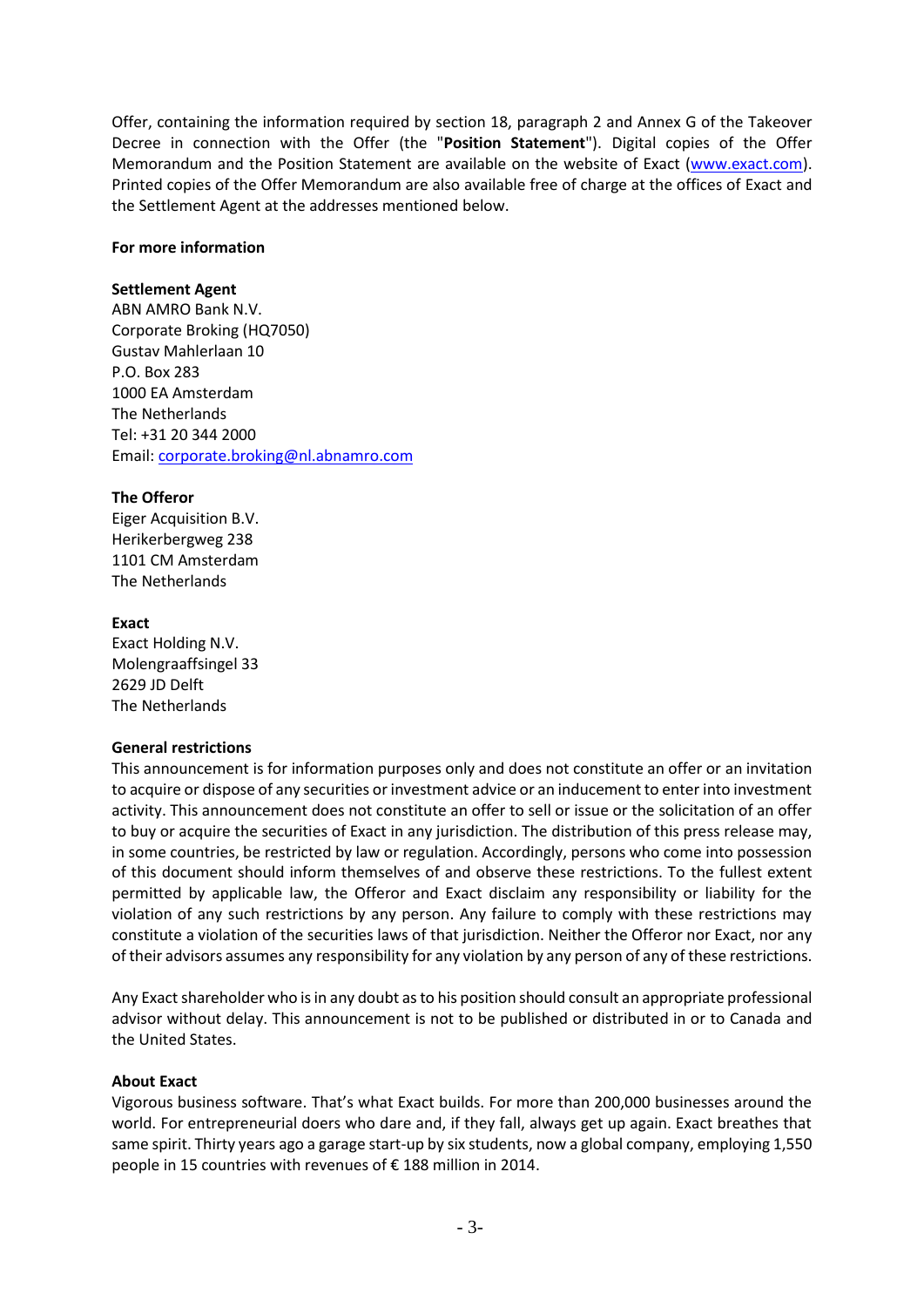Offer, containing the information required by section 18, paragraph 2 and Annex G of the Takeover Decree in connection with the Offer (the "**Position Statement**"). Digital copies of the Offer Memorandum and the Position Statement are available on the website of Exact (www.exact.com). Printed copies of the Offer Memorandum are also available free of charge at the offices of Exact and the Settlement Agent at the addresses mentioned below.

**For more information**

**Settlement Agent**
ABN AMRO Bank N.V.
Corporate Broking (HQ7050)
Gustav Mahlerlaan 10
P.O. Box 283
1000 EA Amsterdam
The Netherlands
Tel: +31 20 344 2000
Email: corporate.broking@nl.abnamro.com

**The Offeror**
Eiger Acquisition B.V.
Herikerbergweg 238
1101 CM Amsterdam
The Netherlands

**Exact**
Exact Holding N.V.
Molengraaffsingel 33
2629 JD Delft
The Netherlands

**General restrictions**
This announcement is for information purposes only and does not constitute an offer or an invitation to acquire or dispose of any securities or investment advice or an inducement to enter into investment activity. This announcement does not constitute an offer to sell or issue or the solicitation of an offer to buy or acquire the securities of Exact in any jurisdiction. The distribution of this press release may, in some countries, be restricted by law or regulation. Accordingly, persons who come into possession of this document should inform themselves of and observe these restrictions. To the fullest extent permitted by applicable law, the Offeror and Exact disclaim any responsibility or liability for the violation of any such restrictions by any person. Any failure to comply with these restrictions may constitute a violation of the securities laws of that jurisdiction. Neither the Offeror nor Exact, nor any of their advisors assumes any responsibility for any violation by any person of any of these restrictions.

Any Exact shareholder who is in any doubt as to his position should consult an appropriate professional advisor without delay. This announcement is not to be published or distributed in or to Canada and the United States.

**About Exact**
Vigorous business software. That's what Exact builds. For more than 200,000 businesses around the world. For entrepreneurial doers who dare and, if they fall, always get up again. Exact breathes that same spirit. Thirty years ago a garage start-up by six students, now a global company, employing 1,550 people in 15 countries with revenues of € 188 million in 2014.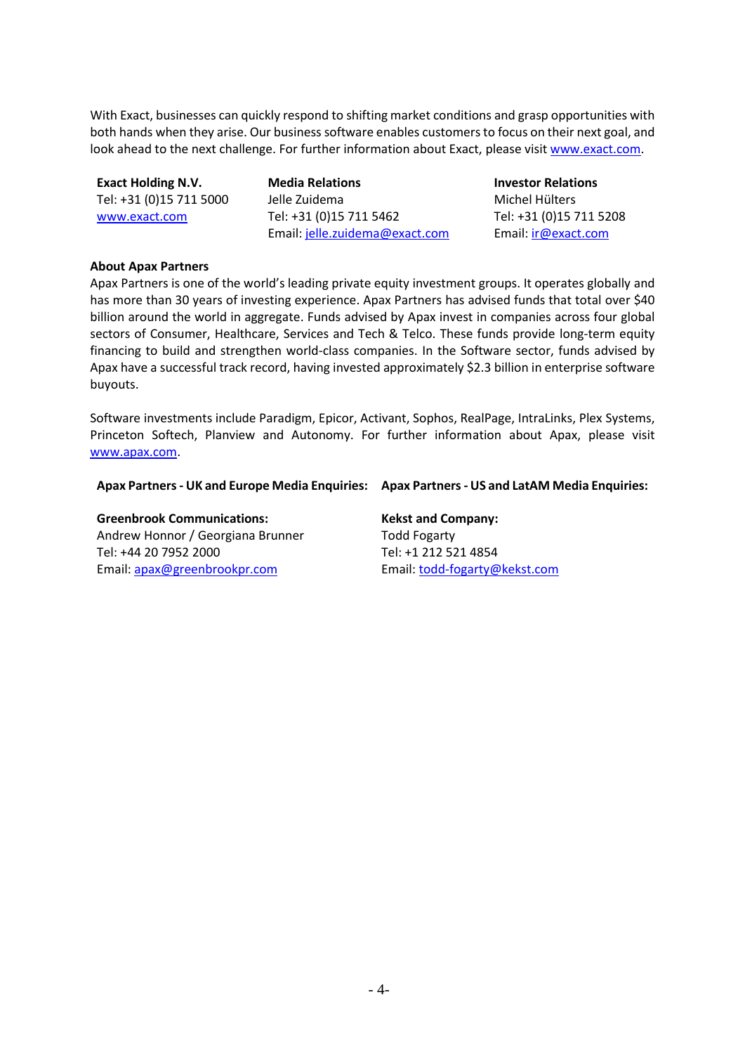With Exact, businesses can quickly respond to shifting market conditions and grasp opportunities with both hands when they arise. Our business software enables customers to focus on their next goal, and look ahead to the next challenge. For further information about Exact, please visit www.exact.com.

**Exact Holding N.V.**
Tel: +31 (0)15 711 5000
www.exact.com

**Media Relations**
Jelle Zuidema
Tel: +31 (0)15 711 5462
Email: jelle.zuidema@exact.com

**Investor Relations**
Michel Hülters
Tel: +31 (0)15 711 5208
Email: ir@exact.com

**About Apax Partners**

Apax Partners is one of the world's leading private equity investment groups. It operates globally and has more than 30 years of investing experience. Apax Partners has advised funds that total over $40 billion around the world in aggregate. Funds advised by Apax invest in companies across four global sectors of Consumer, Healthcare, Services and Tech & Telco. These funds provide long-term equity financing to build and strengthen world-class companies. In the Software sector, funds advised by Apax have a successful track record, having invested approximately $2.3 billion in enterprise software buyouts.

Software investments include Paradigm, Epicor, Activant, Sophos, RealPage, IntraLinks, Plex Systems, Princeton Softech, Planview and Autonomy. For further information about Apax, please visit www.apax.com.

**Apax Partners - UK and Europe Media Enquiries:**

**Greenbrook Communications:**
Andrew Honnor / Georgiana Brunner
Tel: +44 20 7952 2000
Email: apax@greenbrookpr.com

**Apax Partners - US and LatAM Media Enquiries:**

**Kekst and Company:**
Todd Fogarty
Tel: +1 212 521 4854
Email: todd-fogarty@kekst.com